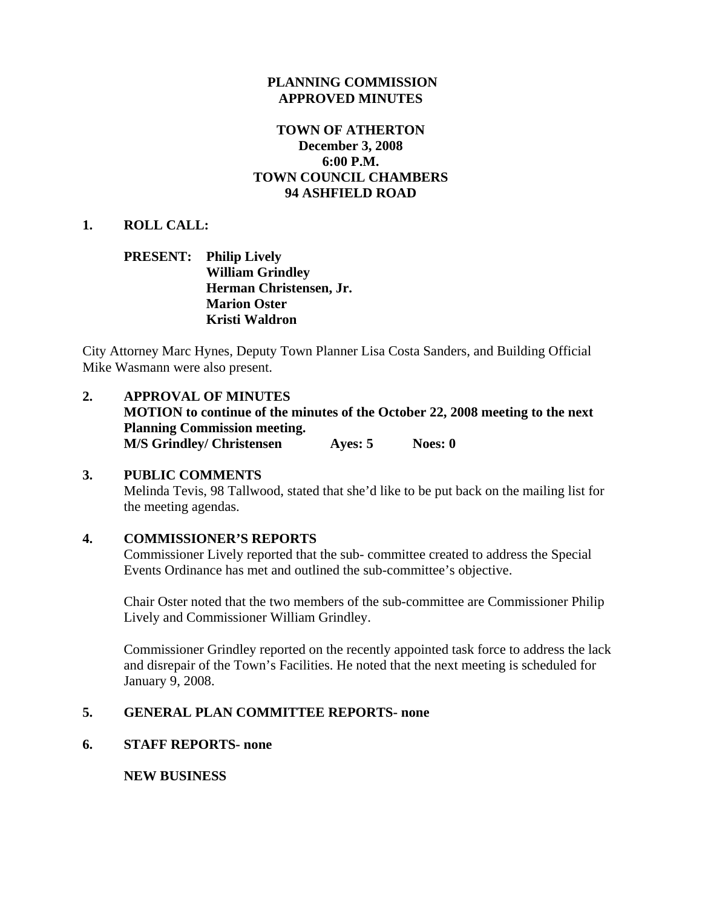**PLANNING COMMISSION**
**APPROVED MINUTES**

**TOWN OF ATHERTON**
**December 3, 2008**
**6:00 P.M.**
**TOWN COUNCIL CHAMBERS**
**94 ASHFIELD ROAD**

**1. ROLL CALL:**

**PRESENT: Philip Lively**
**William Grindley**
**Herman Christensen, Jr.**
**Marion Oster**
**Kristi Waldron**

City Attorney Marc Hynes, Deputy Town Planner Lisa Costa Sanders, and Building Official Mike Wasmann were also present.

**2. APPROVAL OF MINUTES**
**MOTION to continue of the minutes of the October 22, 2008 meeting to the next Planning Commission meeting.**
**M/S Grindley/ Christensen Ayes: 5 Noes: 0**

**3. PUBLIC COMMENTS**
Melinda Tevis, 98 Tallwood, stated that she'd like to be put back on the mailing list for the meeting agendas.

**4. COMMISSIONER'S REPORTS**
Commissioner Lively reported that the sub- committee created to address the Special Events Ordinance has met and outlined the sub-committee's objective.

Chair Oster noted that the two members of the sub-committee are Commissioner Philip Lively and Commissioner William Grindley.

Commissioner Grindley reported on the recently appointed task force to address the lack and disrepair of the Town's Facilities. He noted that the next meeting is scheduled for January 9, 2008.

**5. GENERAL PLAN COMMITTEE REPORTS- none**

**6. STAFF REPORTS- none**

**NEW BUSINESS**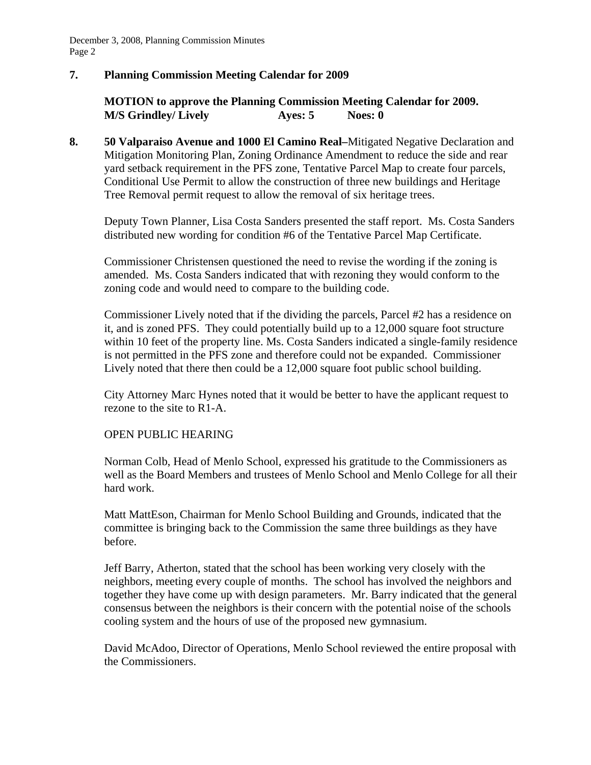**7. Planning Commission Meeting Calendar for 2009**

**MOTION to approve the Planning Commission Meeting Calendar for 2009.**
**M/S Grindley/ Lively Ayes: 5 Noes: 0**

**8. 50 Valparaiso Avenue and 1000 El Camino Real–**Mitigated Negative Declaration and Mitigation Monitoring Plan, Zoning Ordinance Amendment to reduce the side and rear yard setback requirement in the PFS zone, Tentative Parcel Map to create four parcels, Conditional Use Permit to allow the construction of three new buildings and Heritage Tree Removal permit request to allow the removal of six heritage trees.

Deputy Town Planner, Lisa Costa Sanders presented the staff report. Ms. Costa Sanders distributed new wording for condition #6 of the Tentative Parcel Map Certificate.

Commissioner Christensen questioned the need to revise the wording if the zoning is amended. Ms. Costa Sanders indicated that with rezoning they would conform to the zoning code and would need to compare to the building code.

Commissioner Lively noted that if the dividing the parcels, Parcel #2 has a residence on it, and is zoned PFS. They could potentially build up to a 12,000 square foot structure within 10 feet of the property line. Ms. Costa Sanders indicated a single-family residence is not permitted in the PFS zone and therefore could not be expanded. Commissioner Lively noted that there then could be a 12,000 square foot public school building.

City Attorney Marc Hynes noted that it would be better to have the applicant request to rezone to the site to R1-A.

OPEN PUBLIC HEARING

Norman Colb, Head of Menlo School, expressed his gratitude to the Commissioners as well as the Board Members and trustees of Menlo School and Menlo College for all their hard work.

Matt MattEson, Chairman for Menlo School Building and Grounds, indicated that the committee is bringing back to the Commission the same three buildings as they have before.

Jeff Barry, Atherton, stated that the school has been working very closely with the neighbors, meeting every couple of months. The school has involved the neighbors and together they have come up with design parameters. Mr. Barry indicated that the general consensus between the neighbors is their concern with the potential noise of the schools cooling system and the hours of use of the proposed new gymnasium.

David McAdoo, Director of Operations, Menlo School reviewed the entire proposal with the Commissioners.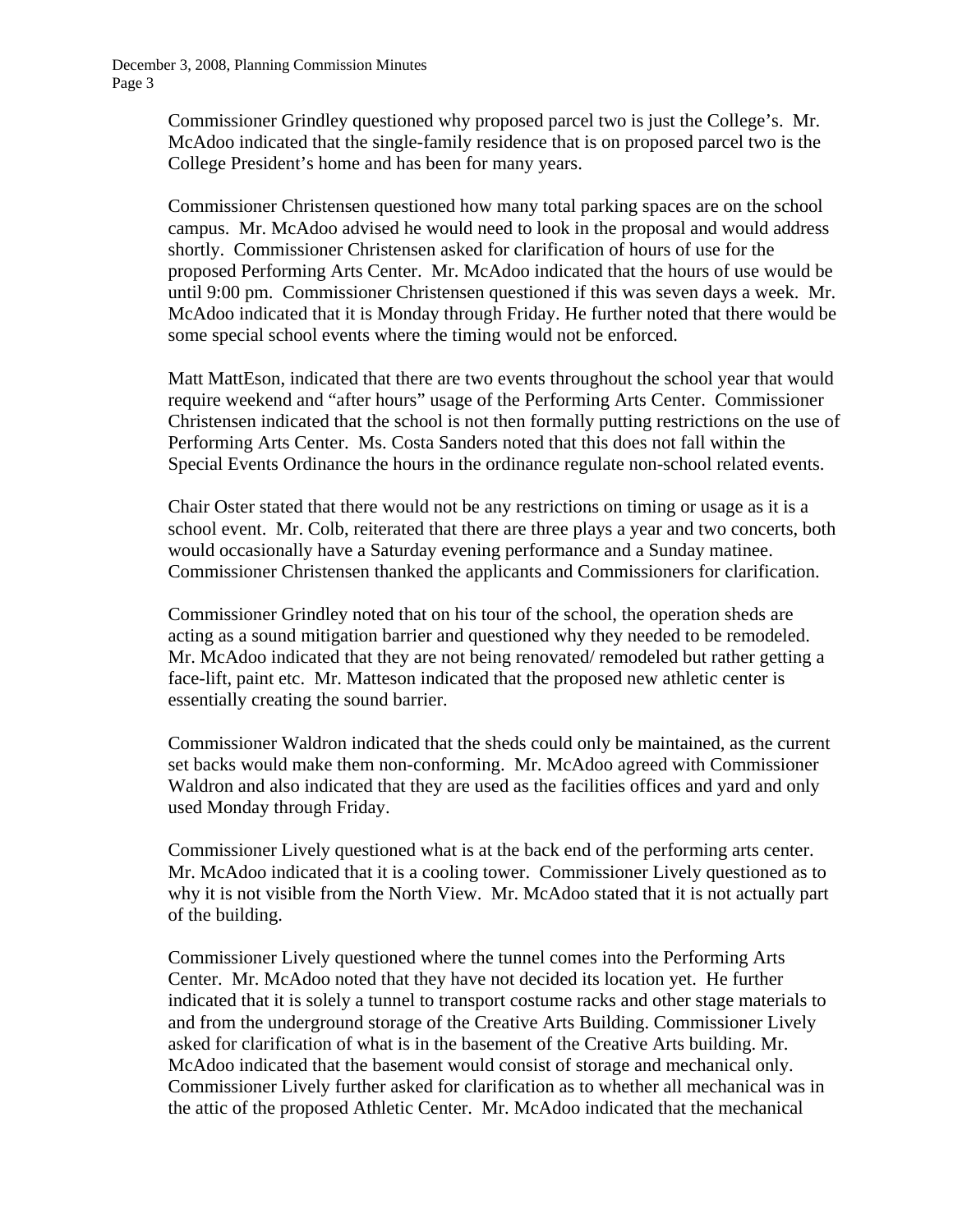Commissioner Grindley questioned why proposed parcel two is just the College's. Mr. McAdoo indicated that the single-family residence that is on proposed parcel two is the College President's home and has been for many years.

Commissioner Christensen questioned how many total parking spaces are on the school campus. Mr. McAdoo advised he would need to look in the proposal and would address shortly. Commissioner Christensen asked for clarification of hours of use for the proposed Performing Arts Center. Mr. McAdoo indicated that the hours of use would be until 9:00 pm. Commissioner Christensen questioned if this was seven days a week. Mr. McAdoo indicated that it is Monday through Friday. He further noted that there would be some special school events where the timing would not be enforced.

Matt MattEson, indicated that there are two events throughout the school year that would require weekend and "after hours" usage of the Performing Arts Center. Commissioner Christensen indicated that the school is not then formally putting restrictions on the use of Performing Arts Center. Ms. Costa Sanders noted that this does not fall within the Special Events Ordinance the hours in the ordinance regulate non-school related events.

Chair Oster stated that there would not be any restrictions on timing or usage as it is a school event. Mr. Colb, reiterated that there are three plays a year and two concerts, both would occasionally have a Saturday evening performance and a Sunday matinee. Commissioner Christensen thanked the applicants and Commissioners for clarification.

Commissioner Grindley noted that on his tour of the school, the operation sheds are acting as a sound mitigation barrier and questioned why they needed to be remodeled. Mr. McAdoo indicated that they are not being renovated/ remodeled but rather getting a face-lift, paint etc. Mr. Matteson indicated that the proposed new athletic center is essentially creating the sound barrier.

Commissioner Waldron indicated that the sheds could only be maintained, as the current set backs would make them non-conforming. Mr. McAdoo agreed with Commissioner Waldron and also indicated that they are used as the facilities offices and yard and only used Monday through Friday.

Commissioner Lively questioned what is at the back end of the performing arts center. Mr. McAdoo indicated that it is a cooling tower. Commissioner Lively questioned as to why it is not visible from the North View. Mr. McAdoo stated that it is not actually part of the building.

Commissioner Lively questioned where the tunnel comes into the Performing Arts Center. Mr. McAdoo noted that they have not decided its location yet. He further indicated that it is solely a tunnel to transport costume racks and other stage materials to and from the underground storage of the Creative Arts Building. Commissioner Lively asked for clarification of what is in the basement of the Creative Arts building. Mr. McAdoo indicated that the basement would consist of storage and mechanical only. Commissioner Lively further asked for clarification as to whether all mechanical was in the attic of the proposed Athletic Center. Mr. McAdoo indicated that the mechanical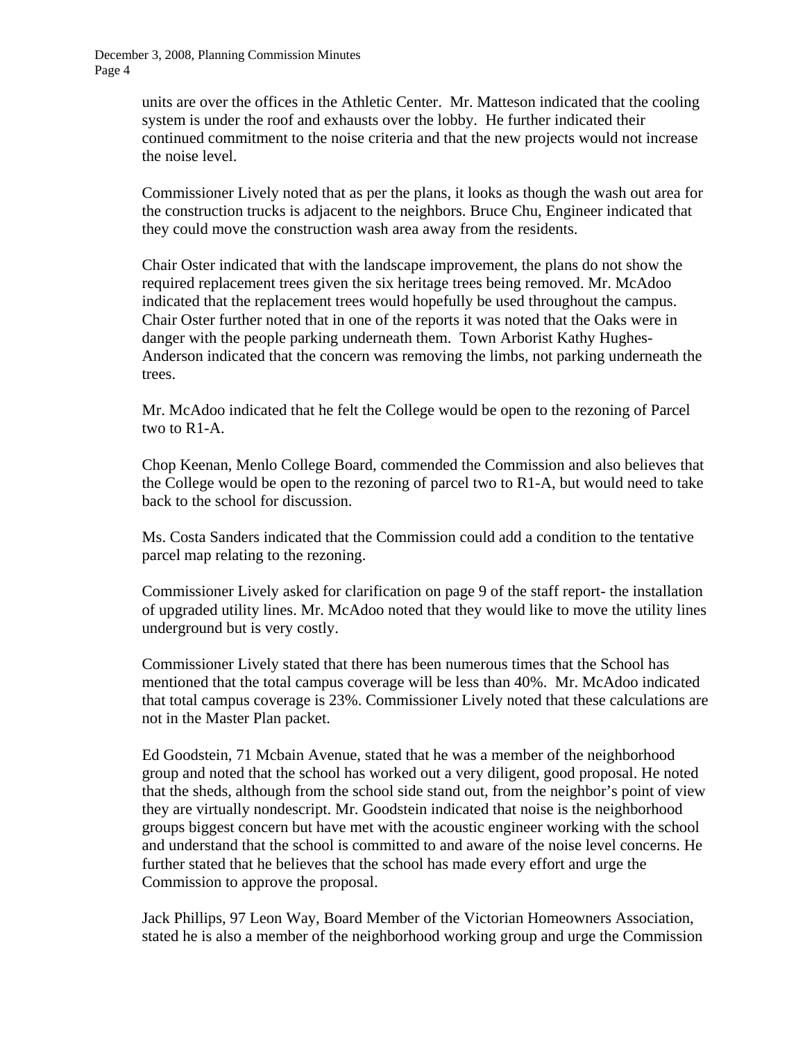units are over the offices in the Athletic Center. Mr. Matteson indicated that the cooling system is under the roof and exhausts over the lobby. He further indicated their continued commitment to the noise criteria and that the new projects would not increase the noise level.

Commissioner Lively noted that as per the plans, it looks as though the wash out area for the construction trucks is adjacent to the neighbors. Bruce Chu, Engineer indicated that they could move the construction wash area away from the residents.

Chair Oster indicated that with the landscape improvement, the plans do not show the required replacement trees given the six heritage trees being removed. Mr. McAdoo indicated that the replacement trees would hopefully be used throughout the campus. Chair Oster further noted that in one of the reports it was noted that the Oaks were in danger with the people parking underneath them. Town Arborist Kathy Hughes-Anderson indicated that the concern was removing the limbs, not parking underneath the trees.

Mr. McAdoo indicated that he felt the College would be open to the rezoning of Parcel two to R1-A.

Chop Keenan, Menlo College Board, commended the Commission and also believes that the College would be open to the rezoning of parcel two to R1-A, but would need to take back to the school for discussion.

Ms. Costa Sanders indicated that the Commission could add a condition to the tentative parcel map relating to the rezoning.

Commissioner Lively asked for clarification on page 9 of the staff report- the installation of upgraded utility lines. Mr. McAdoo noted that they would like to move the utility lines underground but is very costly.

Commissioner Lively stated that there has been numerous times that the School has mentioned that the total campus coverage will be less than 40%. Mr. McAdoo indicated that total campus coverage is 23%. Commissioner Lively noted that these calculations are not in the Master Plan packet.

Ed Goodstein, 71 Mcbain Avenue, stated that he was a member of the neighborhood group and noted that the school has worked out a very diligent, good proposal. He noted that the sheds, although from the school side stand out, from the neighbor's point of view they are virtually nondescript. Mr. Goodstein indicated that noise is the neighborhood groups biggest concern but have met with the acoustic engineer working with the school and understand that the school is committed to and aware of the noise level concerns. He further stated that he believes that the school has made every effort and urge the Commission to approve the proposal.

Jack Phillips, 97 Leon Way, Board Member of the Victorian Homeowners Association, stated he is also a member of the neighborhood working group and urge the Commission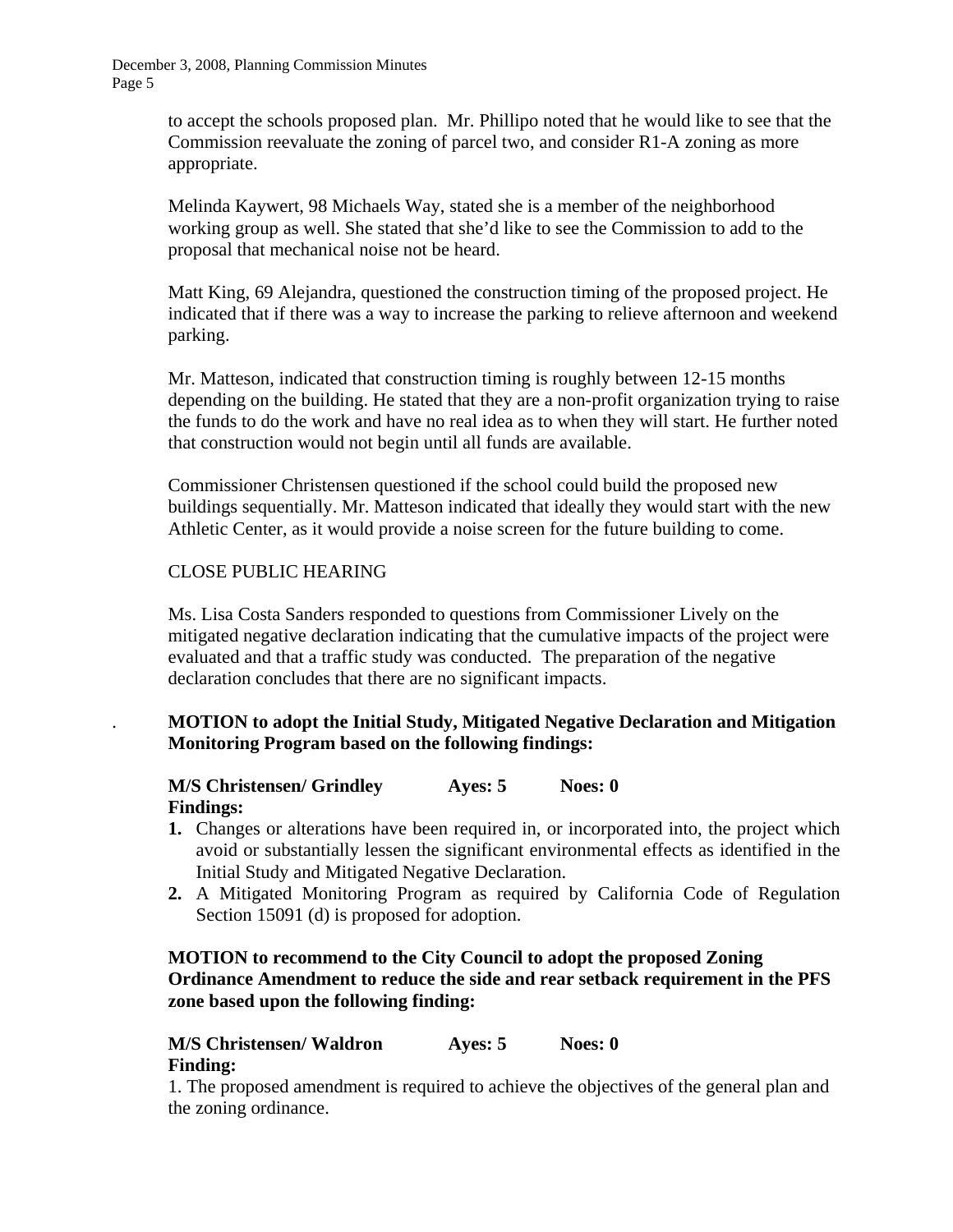to accept the schools proposed plan. Mr. Phillipo noted that he would like to see that the Commission reevaluate the zoning of parcel two, and consider R1-A zoning as more appropriate.

Melinda Kaywert, 98 Michaels Way, stated she is a member of the neighborhood working group as well. She stated that she'd like to see the Commission to add to the proposal that mechanical noise not be heard.

Matt King, 69 Alejandra, questioned the construction timing of the proposed project. He indicated that if there was a way to increase the parking to relieve afternoon and weekend parking.

Mr. Matteson, indicated that construction timing is roughly between 12-15 months depending on the building. He stated that they are a non-profit organization trying to raise the funds to do the work and have no real idea as to when they will start. He further noted that construction would not begin until all funds are available.

Commissioner Christensen questioned if the school could build the proposed new buildings sequentially. Mr. Matteson indicated that ideally they would start with the new Athletic Center, as it would provide a noise screen for the future building to come.

CLOSE PUBLIC HEARING

Ms. Lisa Costa Sanders responded to questions from Commissioner Lively on the mitigated negative declaration indicating that the cumulative impacts of the project were evaluated and that a traffic study was conducted. The preparation of the negative declaration concludes that there are no significant impacts.

**MOTION to adopt the Initial Study, Mitigated Negative Declaration and Mitigation Monitoring Program based on the following findings:**

**M/S Christensen/ Grindley Ayes: 5 Noes: 0**

**Findings:**

1. Changes or alterations have been required in, or incorporated into, the project which avoid or substantially lessen the significant environmental effects as identified in the Initial Study and Mitigated Negative Declaration.
2. A Mitigated Monitoring Program as required by California Code of Regulation Section 15091 (d) is proposed for adoption.

**MOTION to recommend to the City Council to adopt the proposed Zoning Ordinance Amendment to reduce the side and rear setback requirement in the PFS zone based upon the following finding:**

**M/S Christensen/ Waldron Ayes: 5 Noes: 0**

**Finding:**

1. The proposed amendment is required to achieve the objectives of the general plan and the zoning ordinance.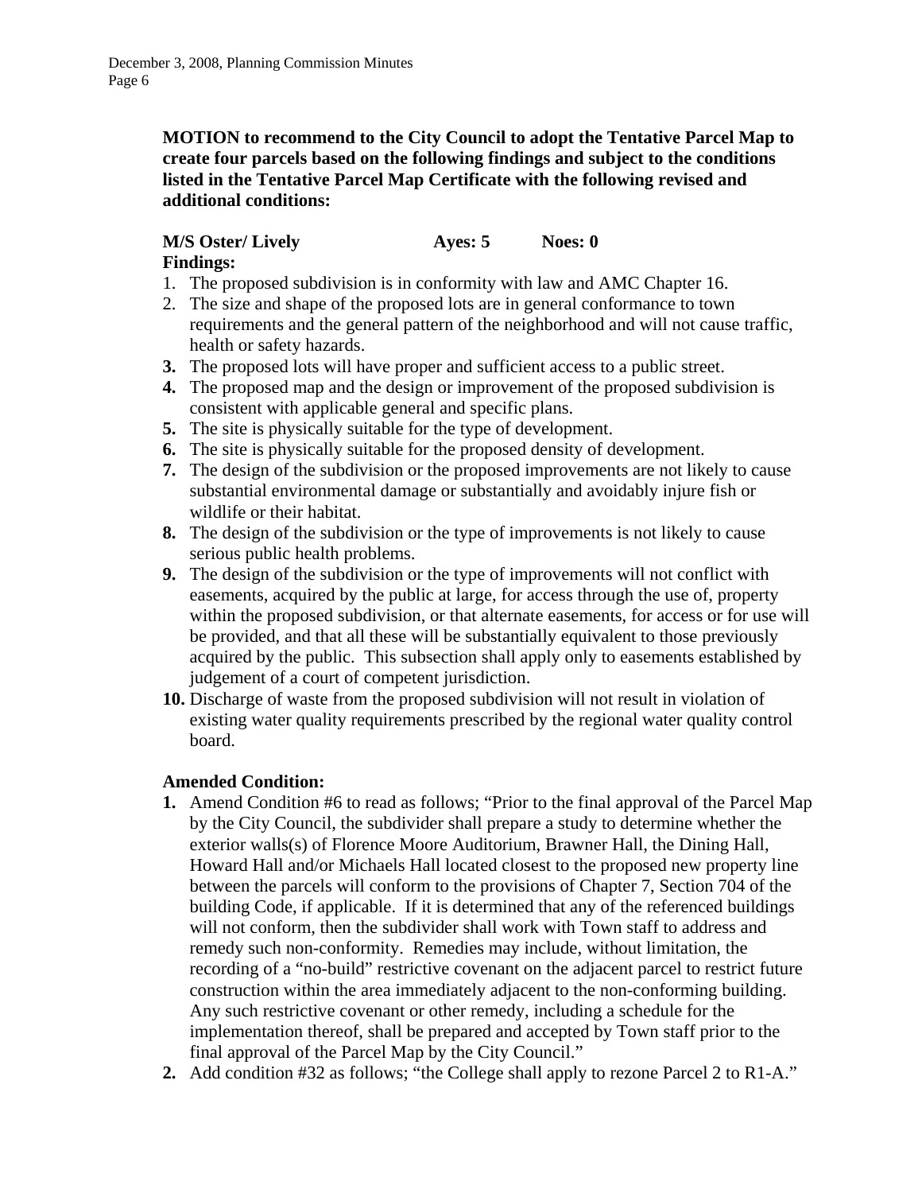**MOTION to recommend to the City Council to adopt the Tentative Parcel Map to create four parcels based on the following findings and subject to the conditions listed in the Tentative Parcel Map Certificate with the following revised and additional conditions:**

**M/S Oster/ Lively Ayes: 5 Noes: 0**

**Findings:**

1. The proposed subdivision is in conformity with law and AMC Chapter 16.
2. The size and shape of the proposed lots are in general conformance to town requirements and the general pattern of the neighborhood and will not cause traffic, health or safety hazards.
3. The proposed lots will have proper and sufficient access to a public street.
4. The proposed map and the design or improvement of the proposed subdivision is consistent with applicable general and specific plans.
5. The site is physically suitable for the type of development.
6. The site is physically suitable for the proposed density of development.
7. The design of the subdivision or the proposed improvements are not likely to cause substantial environmental damage or substantially and avoidably injure fish or wildlife or their habitat.
8. The design of the subdivision or the type of improvements is not likely to cause serious public health problems.
9. The design of the subdivision or the type of improvements will not conflict with easements, acquired by the public at large, for access through the use of, property within the proposed subdivision, or that alternate easements, for access or for use will be provided, and that all these will be substantially equivalent to those previously acquired by the public. This subsection shall apply only to easements established by judgement of a court of competent jurisdiction.
10. Discharge of waste from the proposed subdivision will not result in violation of existing water quality requirements prescribed by the regional water quality control board.

**Amended Condition:**

1. Amend Condition #6 to read as follows; "Prior to the final approval of the Parcel Map by the City Council, the subdivider shall prepare a study to determine whether the exterior walls(s) of Florence Moore Auditorium, Brawner Hall, the Dining Hall, Howard Hall and/or Michaels Hall located closest to the proposed new property line between the parcels will conform to the provisions of Chapter 7, Section 704 of the building Code, if applicable. If it is determined that any of the referenced buildings will not conform, then the subdivider shall work with Town staff to address and remedy such non-conformity. Remedies may include, without limitation, the recording of a "no-build" restrictive covenant on the adjacent parcel to restrict future construction within the area immediately adjacent to the non-conforming building. Any such restrictive covenant or other remedy, including a schedule for the implementation thereof, shall be prepared and accepted by Town staff prior to the final approval of the Parcel Map by the City Council."
2. Add condition #32 as follows; "the College shall apply to rezone Parcel 2 to R1-A."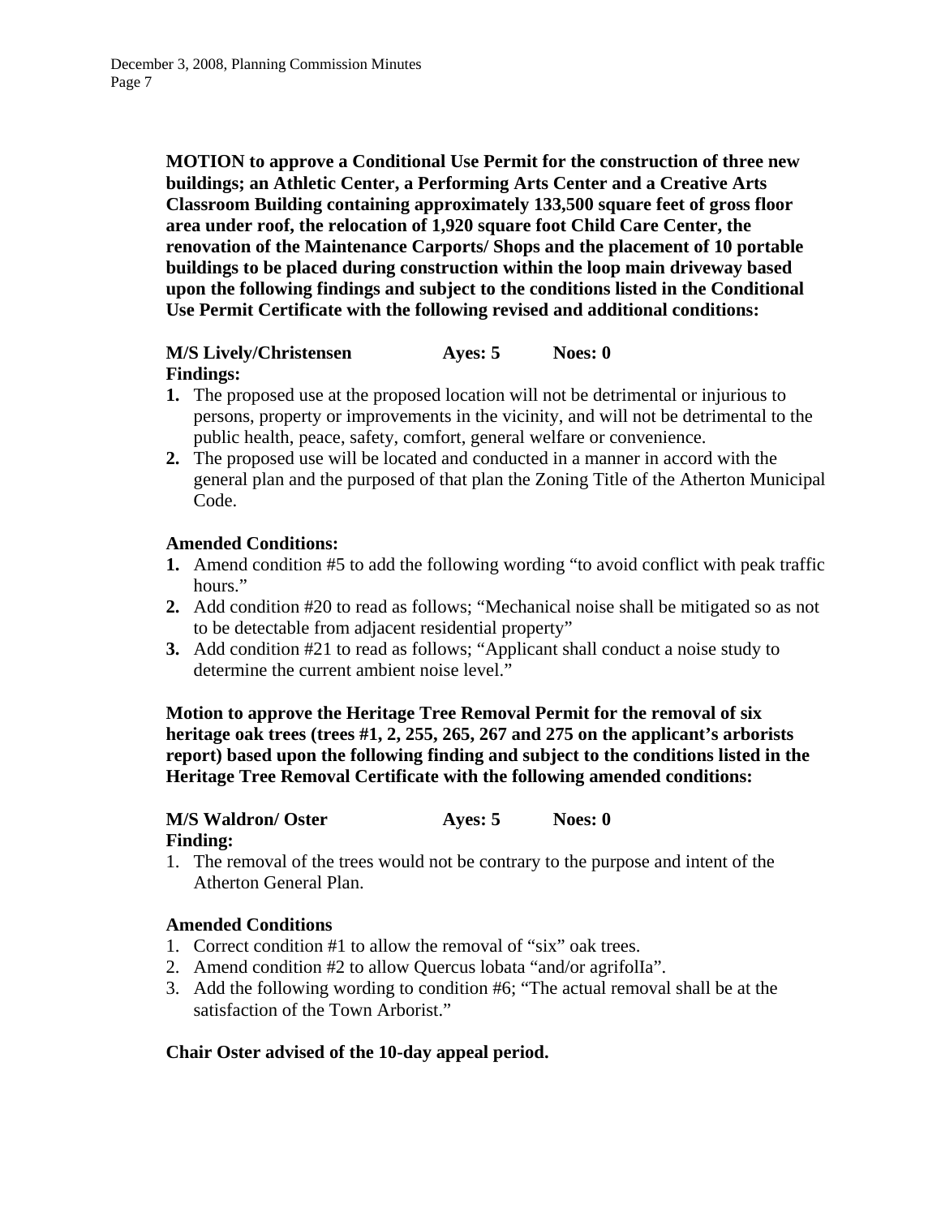**MOTION to approve a Conditional Use Permit for the construction of three new buildings; an Athletic Center, a Performing Arts Center and a Creative Arts Classroom Building containing approximately 133,500 square feet of gross floor area under roof, the relocation of 1,920 square foot Child Care Center, the renovation of the Maintenance Carports/ Shops and the placement of 10 portable buildings to be placed during construction within the loop main driveway based upon the following findings and subject to the conditions listed in the Conditional Use Permit Certificate with the following revised and additional conditions:**

**M/S Lively/Christensen Ayes: 5 Noes: 0**

**Findings:**

1. The proposed use at the proposed location will not be detrimental or injurious to persons, property or improvements in the vicinity, and will not be detrimental to the public health, peace, safety, comfort, general welfare or convenience.
2. The proposed use will be located and conducted in a manner in accord with the general plan and the purposed of that plan the Zoning Title of the Atherton Municipal Code.

**Amended Conditions:**

1. Amend condition #5 to add the following wording "to avoid conflict with peak traffic hours."
2. Add condition #20 to read as follows; "Mechanical noise shall be mitigated so as not to be detectable from adjacent residential property"
3. Add condition #21 to read as follows; "Applicant shall conduct a noise study to determine the current ambient noise level."

**Motion to approve the Heritage Tree Removal Permit for the removal of six heritage oak trees (trees #1, 2, 255, 265, 267 and 275 on the applicant's arborists report) based upon the following finding and subject to the conditions listed in the Heritage Tree Removal Certificate with the following amended conditions:**

**M/S Waldron/ Oster Ayes: 5 Noes: 0**

**Finding:**

1. The removal of the trees would not be contrary to the purpose and intent of the Atherton General Plan.

**Amended Conditions**

1. Correct condition #1 to allow the removal of "six" oak trees.
2. Amend condition #2 to allow Quercus lobata "and/or agrifolIa".
3. Add the following wording to condition #6; "The actual removal shall be at the satisfaction of the Town Arborist."

**Chair Oster advised of the 10-day appeal period.**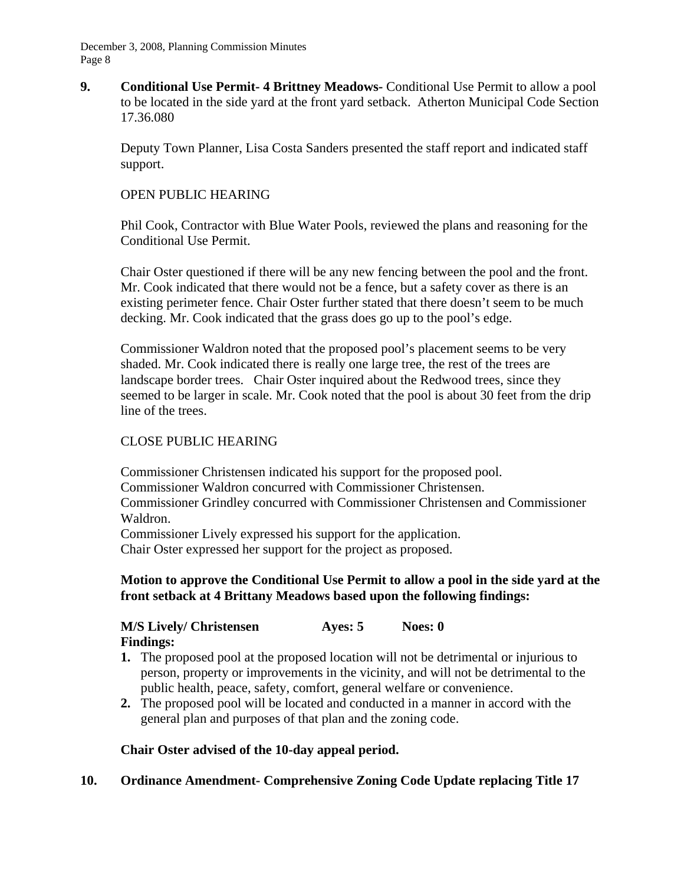**9. Conditional Use Permit- 4 Brittney Meadows-** Conditional Use Permit to allow a pool to be located in the side yard at the front yard setback. Atherton Municipal Code Section 17.36.080

Deputy Town Planner, Lisa Costa Sanders presented the staff report and indicated staff support.

OPEN PUBLIC HEARING

Phil Cook, Contractor with Blue Water Pools, reviewed the plans and reasoning for the Conditional Use Permit.

Chair Oster questioned if there will be any new fencing between the pool and the front. Mr. Cook indicated that there would not be a fence, but a safety cover as there is an existing perimeter fence. Chair Oster further stated that there doesn't seem to be much decking. Mr. Cook indicated that the grass does go up to the pool's edge.

Commissioner Waldron noted that the proposed pool's placement seems to be very shaded. Mr. Cook indicated there is really one large tree, the rest of the trees are landscape border trees. Chair Oster inquired about the Redwood trees, since they seemed to be larger in scale. Mr. Cook noted that the pool is about 30 feet from the drip line of the trees.

CLOSE PUBLIC HEARING

Commissioner Christensen indicated his support for the proposed pool.
Commissioner Waldron concurred with Commissioner Christensen.
Commissioner Grindley concurred with Commissioner Christensen and Commissioner Waldron.
Commissioner Lively expressed his support for the application.
Chair Oster expressed her support for the project as proposed.

**Motion to approve the Conditional Use Permit to allow a pool in the side yard at the front setback at 4 Brittany Meadows based upon the following findings:**

**M/S Lively/ Christensen Ayes: 5 Noes: 0**
**Findings:**

1. The proposed pool at the proposed location will not be detrimental or injurious to person, property or improvements in the vicinity, and will not be detrimental to the public health, peace, safety, comfort, general welfare or convenience.
2. The proposed pool will be located and conducted in a manner in accord with the general plan and purposes of that plan and the zoning code.

**Chair Oster advised of the 10-day appeal period.**

**10. Ordinance Amendment- Comprehensive Zoning Code Update replacing Title 17**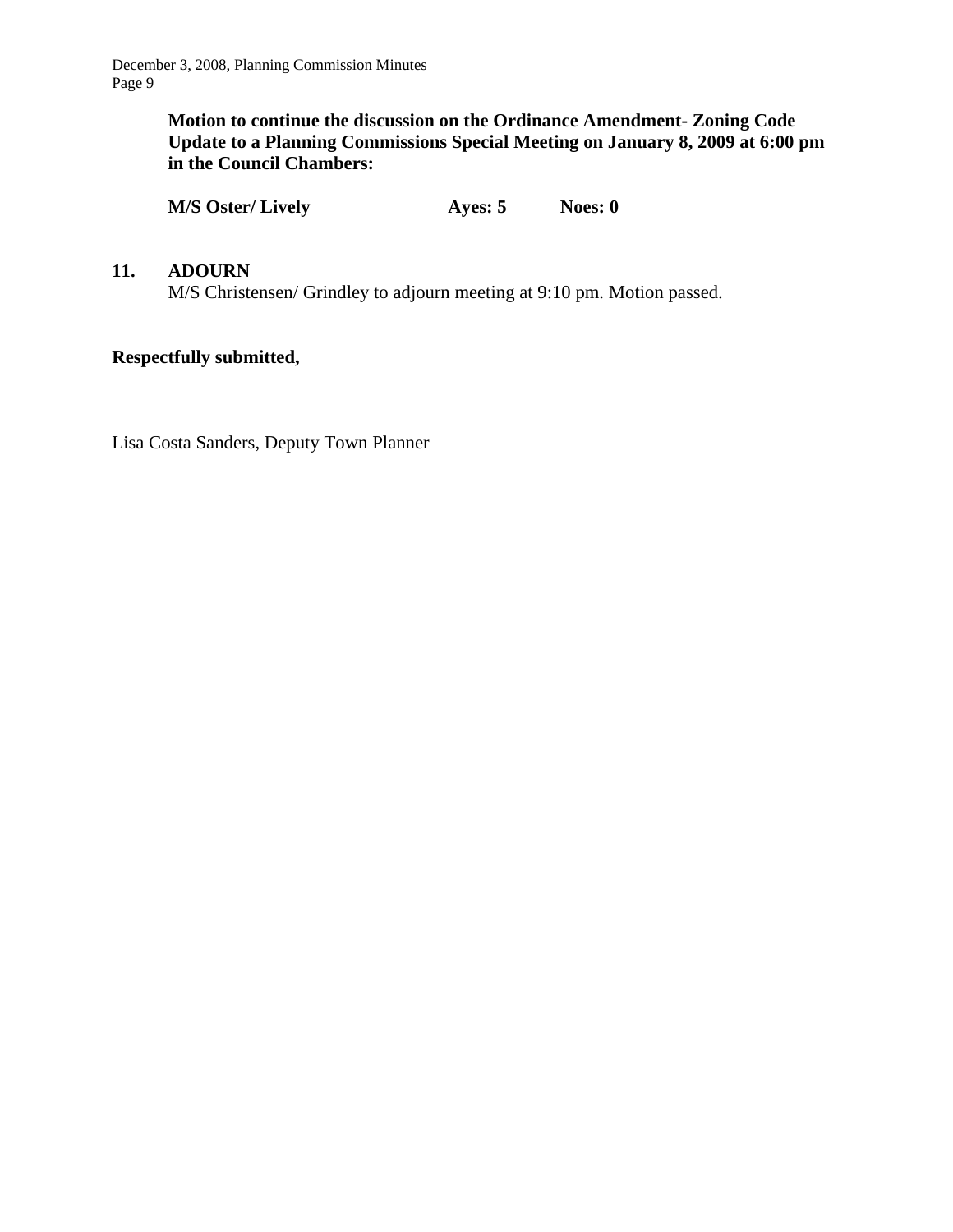**Motion to continue the discussion on the Ordinance Amendment- Zoning Code Update to a Planning Commissions Special Meeting on January 8, 2009 at 6:00 pm in the Council Chambers:**

**M/S Oster/ Lively** **Ayes: 5** **Noes: 0**

## 11. ADOURN

M/S Christensen/ Grindley to adjourn meeting at 9:10 pm. Motion passed.

**Respectfully submitted,**

\_\_\_\_\_\_\_\_\_\_\_\_\_\_\_\_\_\_\_\_\_\_\_\_\_\_\_\_\_\_\_\_

Lisa Costa Sanders, Deputy Town Planner